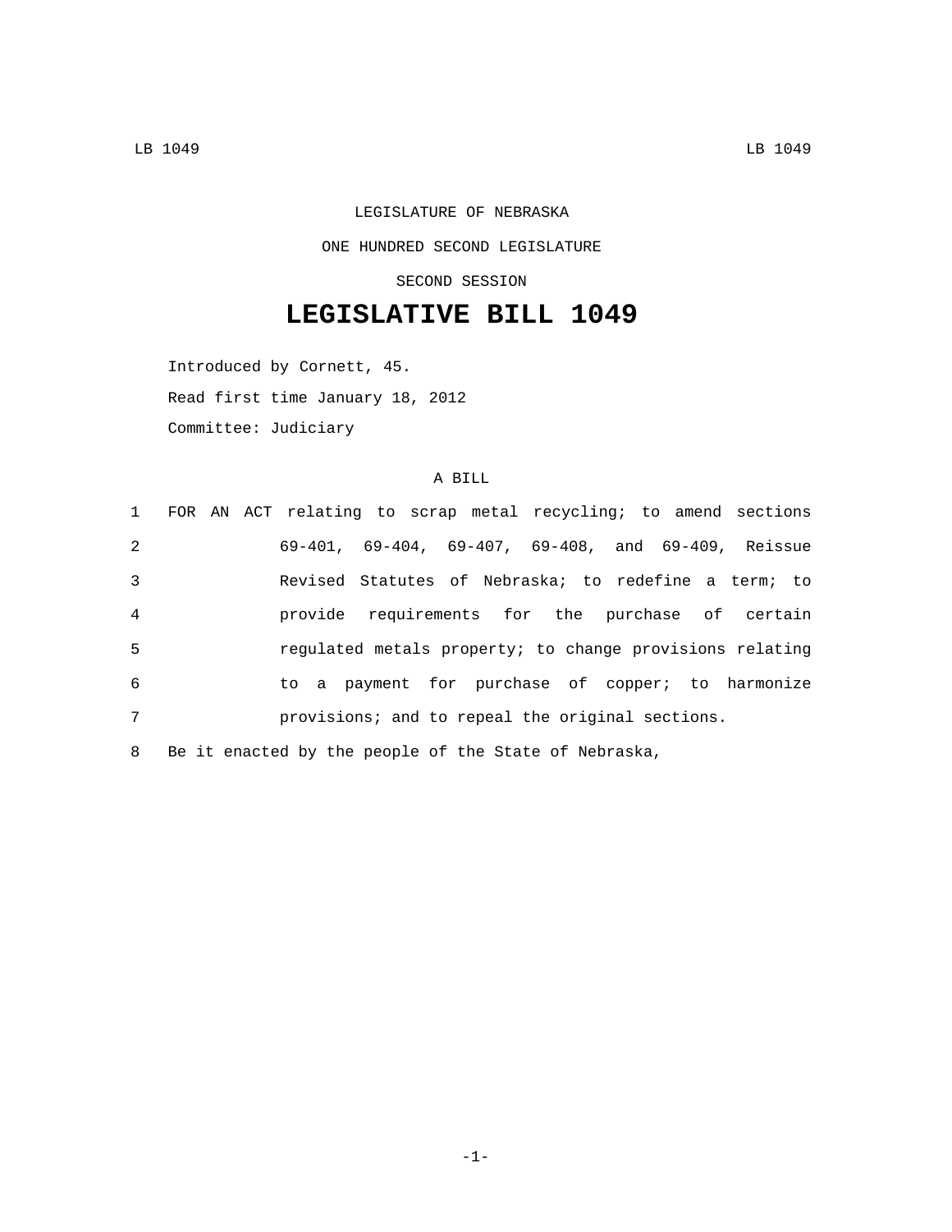LEGISLATURE OF NEBRASKA

ONE HUNDRED SECOND LEGISLATURE

SECOND SESSION

# LEGISLATIVE BILL 1049

Introduced by Cornett, 45.

Read first time January 18, 2012

Committee: Judiciary

A BILL

1 FOR AN ACT relating to scrap metal recycling; to amend sections
2 69-401, 69-404, 69-407, 69-408, and 69-409, Reissue
3 Revised Statutes of Nebraska; to redefine a term; to
4 provide requirements for the purchase of certain
5 regulated metals property; to change provisions relating
6 to a payment for purchase of copper; to harmonize
7 provisions; and to repeal the original sections.

8 Be it enacted by the people of the State of Nebraska,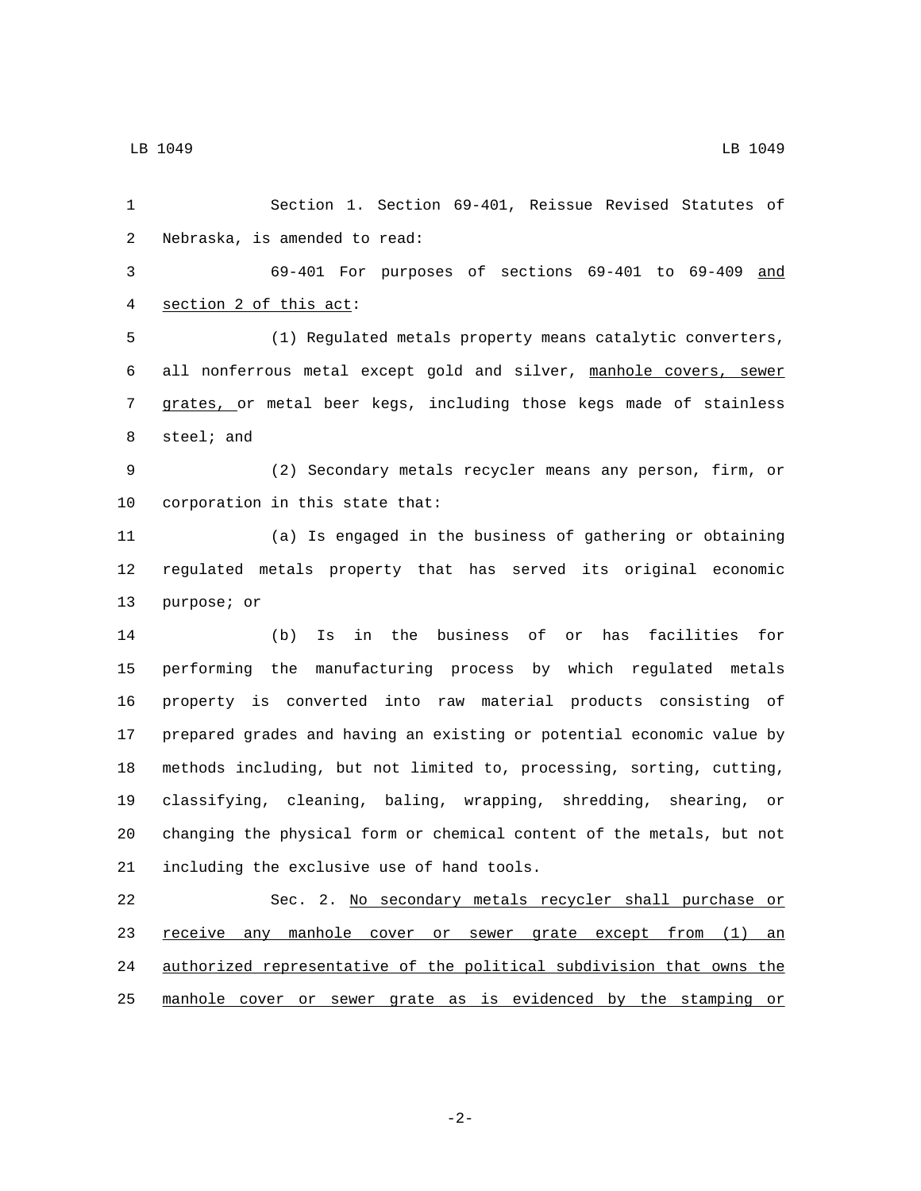Section 1. Section 69-401, Reissue Revised Statutes of Nebraska, is amended to read:

69-401 For purposes of sections 69-401 to 69-409 and section 2 of this act:

(1) Regulated metals property means catalytic converters, all nonferrous metal except gold and silver, manhole covers, sewer grates, or metal beer kegs, including those kegs made of stainless steel; and

(2) Secondary metals recycler means any person, firm, or corporation in this state that:

(a) Is engaged in the business of gathering or obtaining regulated metals property that has served its original economic purpose; or

(b) Is in the business of or has facilities for performing the manufacturing process by which regulated metals property is converted into raw material products consisting of prepared grades and having an existing or potential economic value by methods including, but not limited to, processing, sorting, cutting, classifying, cleaning, baling, wrapping, shredding, shearing, or changing the physical form or chemical content of the metals, but not including the exclusive use of hand tools.

Sec. 2. No secondary metals recycler shall purchase or receive any manhole cover or sewer grate except from (1) an authorized representative of the political subdivision that owns the manhole cover or sewer grate as is evidenced by the stamping or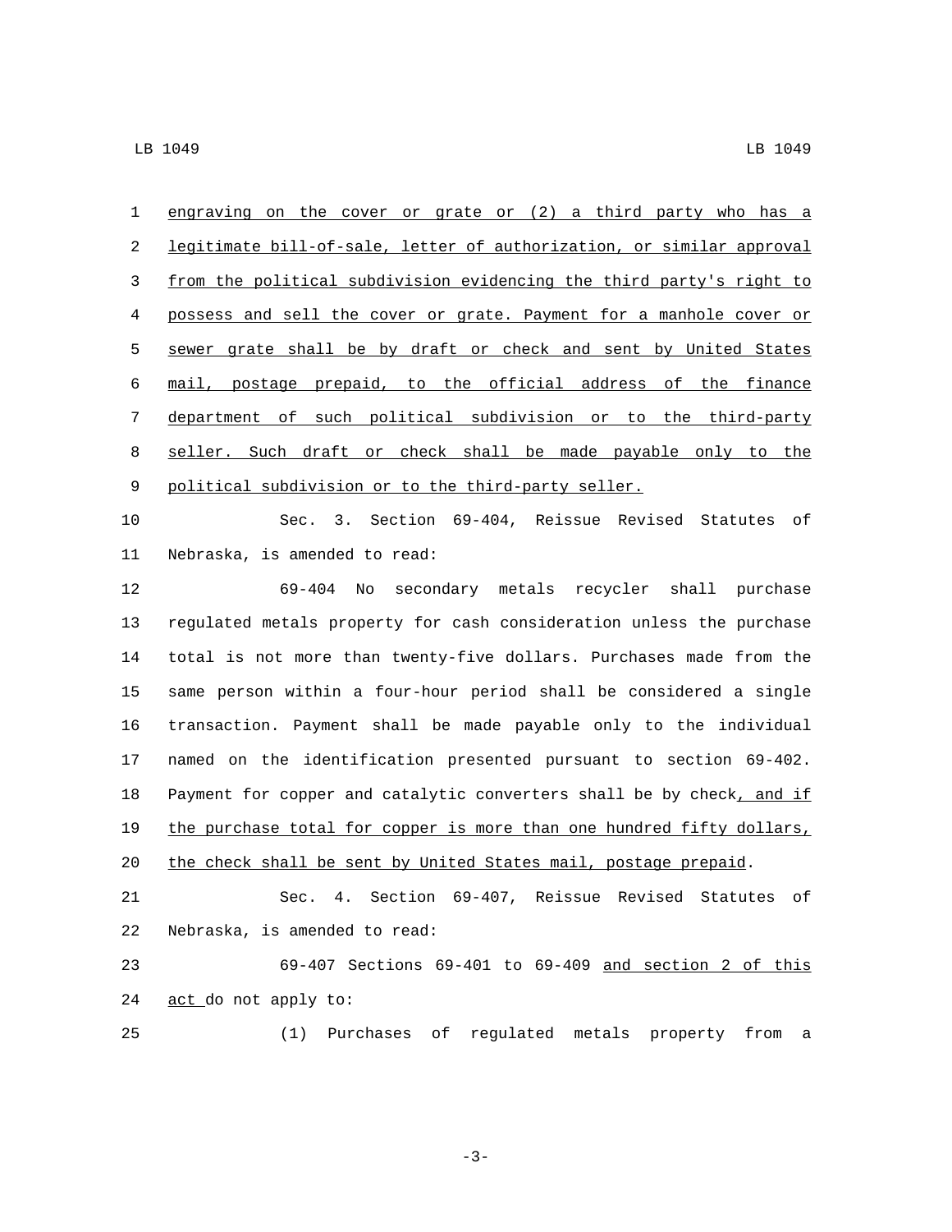engraving on the cover or grate or (2) a third party who has a legitimate bill-of-sale, letter of authorization, or similar approval from the political subdivision evidencing the third party's right to possess and sell the cover or grate. Payment for a manhole cover or sewer grate shall be by draft or check and sent by United States mail, postage prepaid, to the official address of the finance department of such political subdivision or to the third-party seller. Such draft or check shall be made payable only to the political subdivision or to the third-party seller.

Sec. 3. Section 69-404, Reissue Revised Statutes of Nebraska, is amended to read:

69-404 No secondary metals recycler shall purchase regulated metals property for cash consideration unless the purchase total is not more than twenty-five dollars. Purchases made from the same person within a four-hour period shall be considered a single transaction. Payment shall be made payable only to the individual named on the identification presented pursuant to section 69-402. Payment for copper and catalytic converters shall be by check, and if the purchase total for copper is more than one hundred fifty dollars, the check shall be sent by United States mail, postage prepaid.

Sec. 4. Section 69-407, Reissue Revised Statutes of Nebraska, is amended to read:

69-407 Sections 69-401 to 69-409 and section 2 of this act do not apply to:

(1) Purchases of regulated metals property from a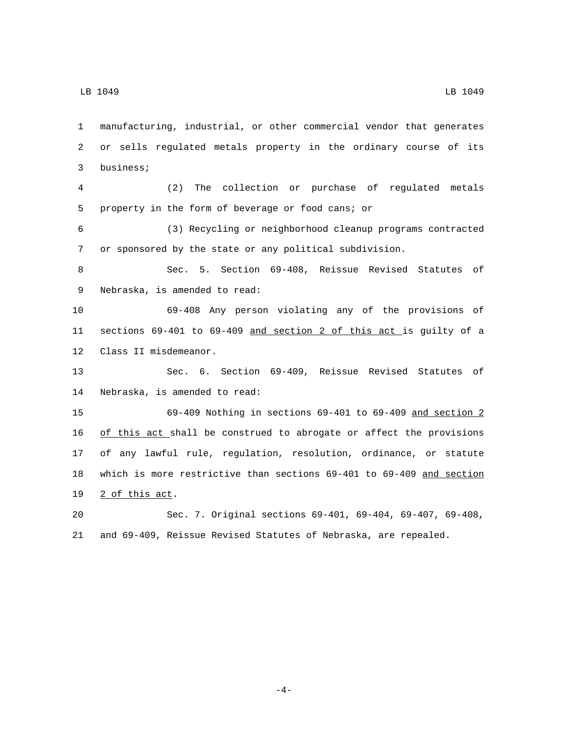manufacturing, industrial, or other commercial vendor that generates or sells regulated metals property in the ordinary course of its business;

(2) The collection or purchase of regulated metals property in the form of beverage or food cans; or

(3) Recycling or neighborhood cleanup programs contracted or sponsored by the state or any political subdivision.

Sec. 5. Section 69-408, Reissue Revised Statutes of Nebraska, is amended to read:

69-408 Any person violating any of the provisions of sections 69-401 to 69-409 <u>and section 2 of this act</u> is guilty of a Class II misdemeanor.

Sec. 6. Section 69-409, Reissue Revised Statutes of Nebraska, is amended to read:

69-409 Nothing in sections 69-401 to 69-409 <u>and section 2 of this act</u> shall be construed to abrogate or affect the provisions of any lawful rule, regulation, resolution, ordinance, or statute which is more restrictive than sections 69-401 to 69-409 <u>and section 2 of this act</u>.

Sec. 7. Original sections 69-401, 69-404, 69-407, 69-408, and 69-409, Reissue Revised Statutes of Nebraska, are repealed.